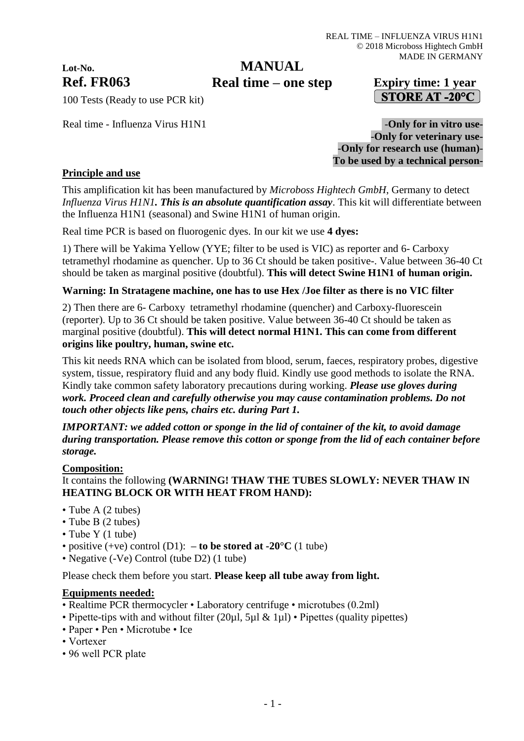**Lot-No.**

**Ref. FR063**

100 Tests (Ready to use PCR kit)

# MANUAL
## Real time – one step

**Expiry time: 1 year**

**STORE AT -20°C**

Real time - Influenza Virus H1N1

**-Only for in vitro use-**
**-Only for veterinary use-**
**-Only for research use (human)-**
**To be used by a technical person-**

### Principle and use

This amplification kit has been manufactured by *Microboss Hightech GmbH*, Germany to detect *Influenza Virus H1N1*. ***This is an absolute quantification assay***. This kit will differentiate between the Influenza H1N1 (seasonal) and Swine H1N1 of human origin.

Real time PCR is based on fluorogenic dyes. In our kit we use **4 dyes:**

1) There will be Yakima Yellow (YYE; filter to be used is VIC) as reporter and 6- Carboxy tetramethyl rhodamine as quencher. Up to 36 Ct should be taken positive-. Value between 36-40 Ct should be taken as marginal positive (doubtful). **This will detect Swine H1N1 of human origin.**

**Warning: In Stratagene machine, one has to use Hex /Joe filter as there is no VIC filter**

2) Then there are 6- Carboxy tetramethyl rhodamine (quencher) and Carboxy-fluorescein (reporter). Up to 36 Ct should be taken positive. Value between 36-40 Ct should be taken as marginal positive (doubtful). **This will detect normal H1N1. This can come from different origins like poultry, human, swine etc.**

This kit needs RNA which can be isolated from blood, serum, faeces, respiratory probes, digestive system, tissue, respiratory fluid and any body fluid. Kindly use good methods to isolate the RNA. Kindly take common safety laboratory precautions during working. ***Please use gloves during work. Proceed clean and carefully otherwise you may cause contamination problems. Do not touch other objects like pens, chairs etc. during Part 1.***

***IMPORTANT: we added cotton or sponge in the lid of container of the kit, to avoid damage during transportation. Please remove this cotton or sponge from the lid of each container before storage.***

### Composition:

It contains the following **(WARNING! THAW THE TUBES SLOWLY: NEVER THAW IN HEATING BLOCK OR WITH HEAT FROM HAND):**

- Tube A (2 tubes)
- Tube B (2 tubes)
- Tube Y (1 tube)
- positive (+ve) control (D1): **– to be stored at -20°C** (1 tube)
- Negative (-Ve) Control (tube D2) (1 tube)

Please check them before you start. **Please keep all tube away from light.**

### Equipments needed:

- Realtime PCR thermocycler • Laboratory centrifuge • microtubes (0.2ml)
- Pipette-tips with and without filter (20µl, 5µl & 1µl) • Pipettes (quality pipettes)
- Paper • Pen • Microtube • Ice
- Vortexer
- 96 well PCR plate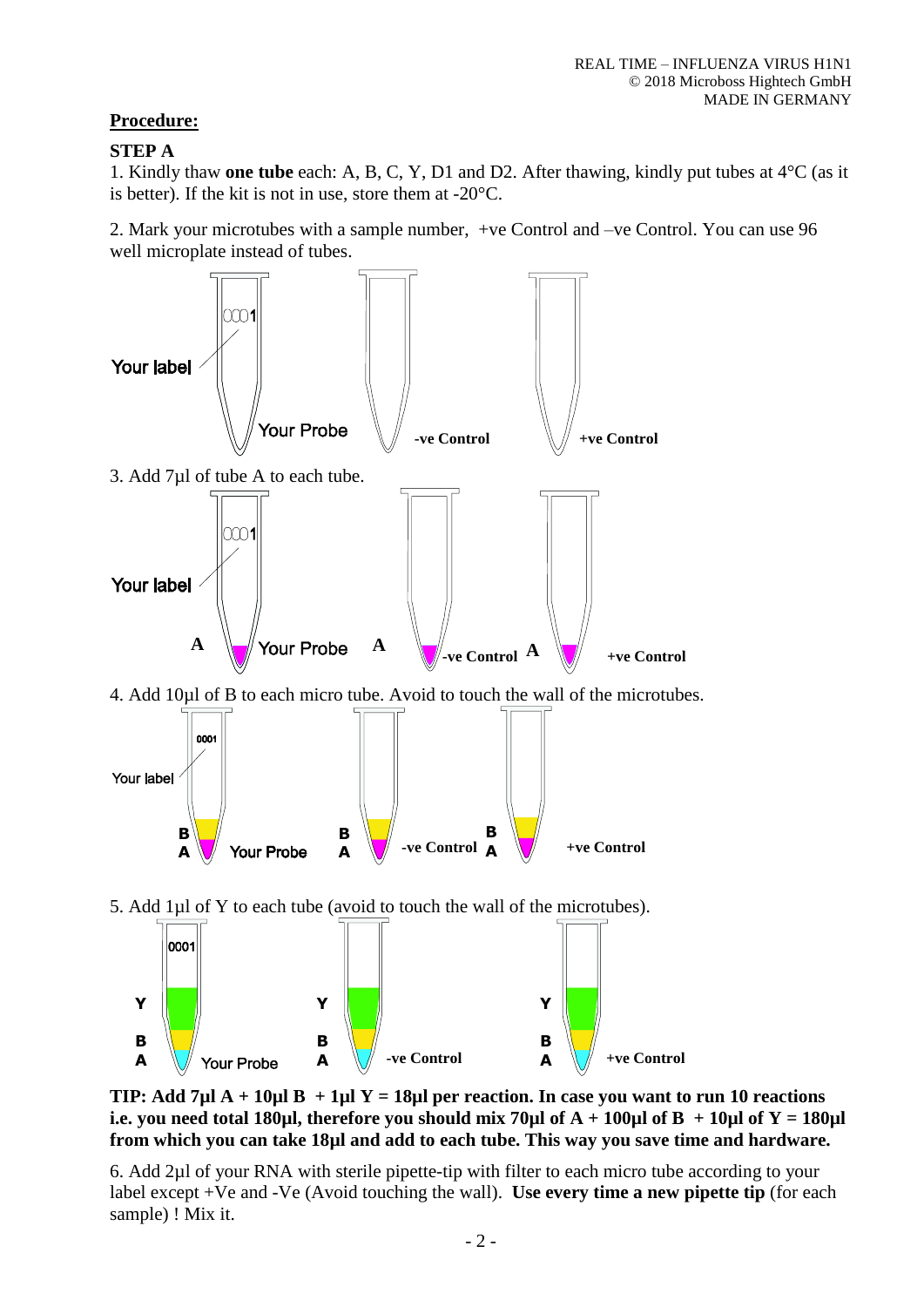## Procedure:

### STEP A

1. Kindly thaw **one tube** each: A, B, C, Y, D1 and D2. After thawing, kindly put tubes at 4°C (as it is better). If the kit is not in use, store them at -20°C.

2. Mark your microtubes with a sample number, +ve Control and –ve Control. You can use 96 well microplate instead of tubes.

3. Add 7µl of tube A to each tube.

4. Add 10µl of B to each micro tube. Avoid to touch the wall of the microtubes.

5. Add 1µl of Y to each tube (avoid to touch the wall of the microtubes).

**TIP: Add 7µl A + 10µl B + 1µl Y = 18µl per reaction. In case you want to run 10 reactions i.e. you need total 180µl, therefore you should mix 70µl of A + 100µl of B + 10µl of Y = 180µl from which you can take 18µl and add to each tube. This way you save time and hardware.**

6. Add 2µl of your RNA with sterile pipette-tip with filter to each micro tube according to your label except +Ve and -Ve (Avoid touching the wall). **Use every time a new pipette tip** (for each sample) ! Mix it.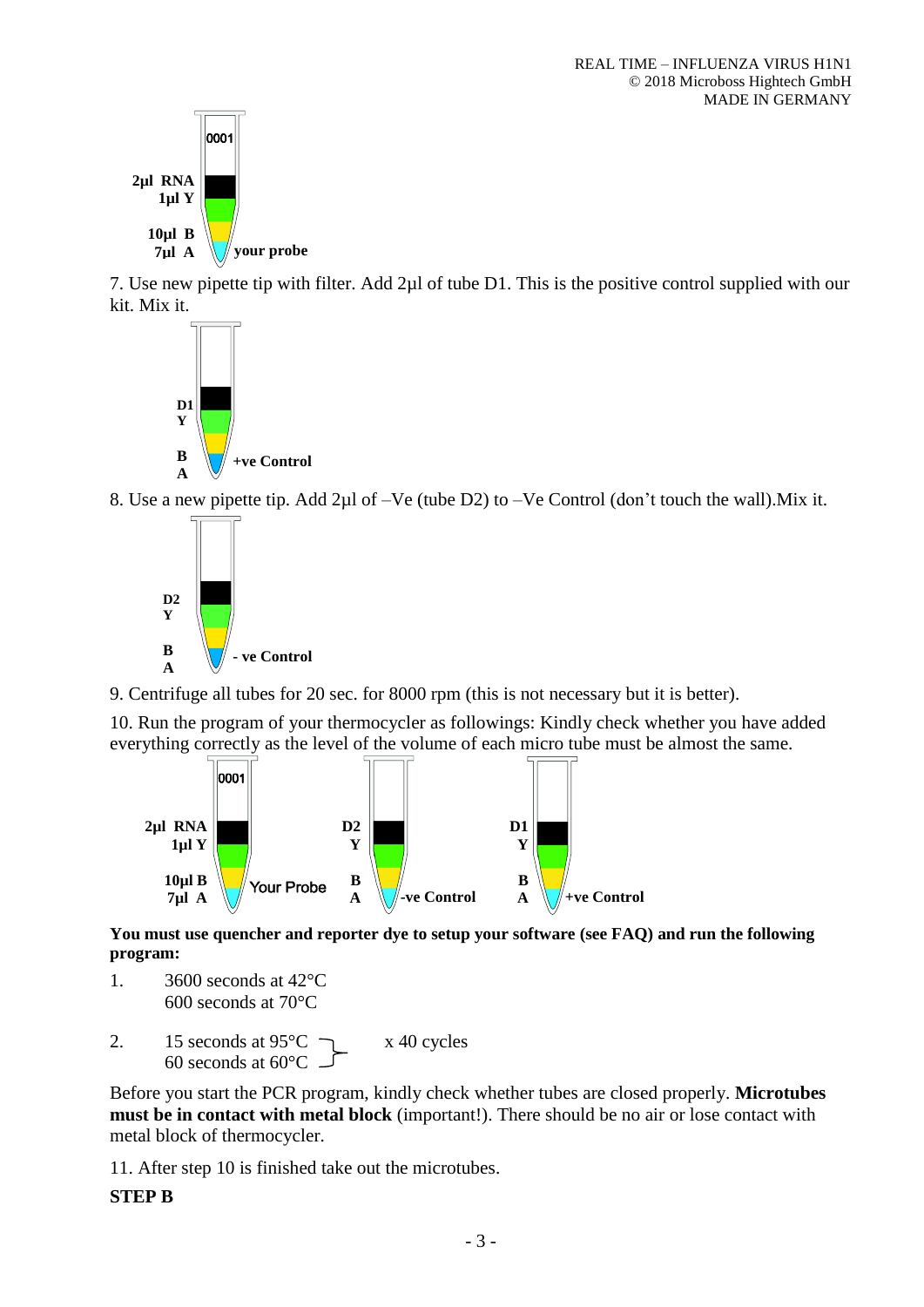2µl RNA
1µl Y
10µl B
7µl A
your probe

7. Use new pipette tip with filter. Add 2µl of tube D1. This is the positive control supplied with our kit. Mix it.

D1
Y
B
A
+ve Control

8. Use a new pipette tip. Add 2µl of –Ve (tube D2) to –Ve Control (don't touch the wall).Mix it.

D2
Y
B
A
- ve Control

9. Centrifuge all tubes for 20 sec. for 8000 rpm (this is not necessary but it is better).

10. Run the program of your thermocycler as followings: Kindly check whether you have added everything correctly as the level of the volume of each micro tube must be almost the same.

2µl RNA, 1µl Y, 10µl B, 7µl A — Your Probe

D2, Y, B, A — -ve Control

D1, Y, B, A — +ve Control

**You must use quencher and reporter dye to setup your software (see FAQ) and run the following program:**

1. 3600 seconds at 42°C
   600 seconds at 70°C
2. 15 seconds at 95°C
   60 seconds at 60°C
   x 40 cycles

Before you start the PCR program, kindly check whether tubes are closed properly. **Microtubes must be in contact with metal block** (important!). There should be no air or lose contact with metal block of thermocycler.

11. After step 10 is finished take out the microtubes.

**STEP B**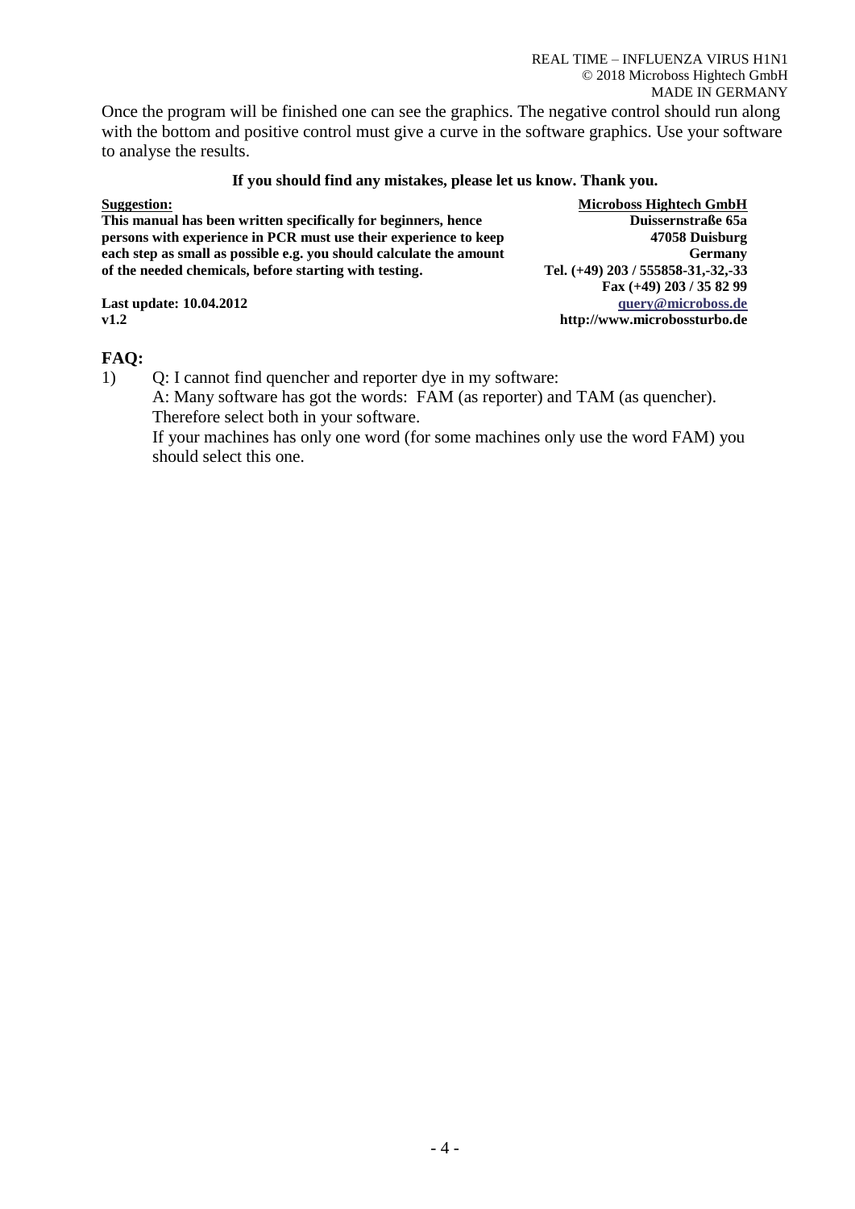Once the program will be finished one can see the graphics. The negative control should run along with the bottom and positive control must give a curve in the software graphics. Use your software to analyse the results.

**If you should find any mistakes, please let us know. Thank you.**

**Suggestion:**
**This manual has been written specifically for beginners, hence persons with experience in PCR must use their experience to keep each step as small as possible e.g. you should calculate the amount of the needed chemicals, before starting with testing.**

**Last update: 10.04.2012**
**v1.2**

**Microboss Hightech GmbH**
**Duissernstraße 65a**
**47058 Duisburg**
**Germany**
**Tel. (+49) 203 / 555858-31,-32,-33**
**Fax (+49) 203 / 35 82 99**
**query@microboss.de**
**http://www.microbossturbo.de**

**FAQ:**

1) Q: I cannot find quencher and reporter dye in my software:
   A: Many software has got the words: FAM (as reporter) and TAM (as quencher). Therefore select both in your software.
   If your machines has only one word (for some machines only use the word FAM) you should select this one.